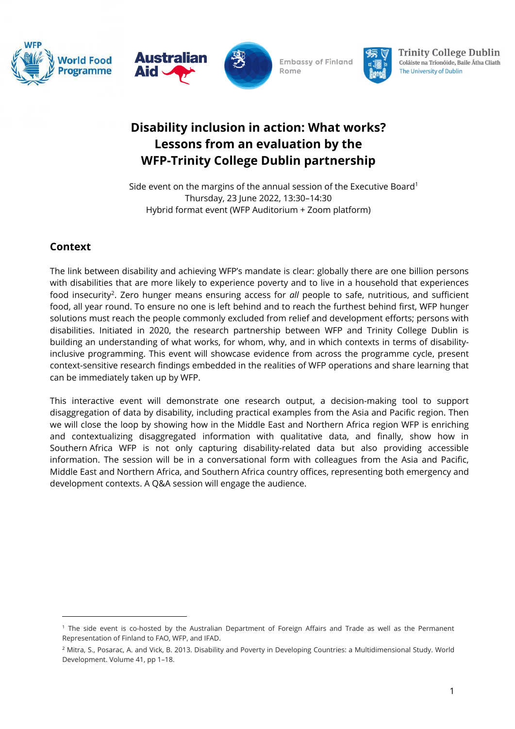# Disability inclusion in action: What works?
# Lessons from an evaluation by the WFP-Trinity College Dublin partnership

Side event on the margins of the annual session of the Executive Board[1]
Thursday, 23 June 2022, 13:30–14:30
Hybrid format event (WFP Auditorium + Zoom platform)

## Context

The link between disability and achieving WFP's mandate is clear: globally there are one billion persons with disabilities that are more likely to experience poverty and to live in a household that experiences food insecurity[2]. Zero hunger means ensuring access for *all* people to safe, nutritious, and sufficient food, all year round. To ensure no one is left behind and to reach the furthest behind first, WFP hunger solutions must reach the people commonly excluded from relief and development efforts; persons with disabilities. Initiated in 2020, the research partnership between WFP and Trinity College Dublin is building an understanding of what works, for whom, why, and in which contexts in terms of disability-inclusive programming. This event will showcase evidence from across the programme cycle, present context-sensitive research findings embedded in the realities of WFP operations and share learning that can be immediately taken up by WFP.

This interactive event will demonstrate one research output, a decision-making tool to support disaggregation of data by disability, including practical examples from the Asia and Pacific region. Then we will close the loop by showing how in the Middle East and Northern Africa region WFP is enriching and contextualizing disaggregated information with qualitative data, and finally, show how in Southern Africa WFP is not only capturing disability-related data but also providing accessible information. The session will be in a conversational form with colleagues from the Asia and Pacific, Middle East and Northern Africa, and Southern Africa country offices, representing both emergency and development contexts. A Q&A session will engage the audience.

---

[1] The side event is co-hosted by the Australian Department of Foreign Affairs and Trade as well as the Permanent Representation of Finland to FAO, WFP, and IFAD.

[2] Mitra, S., Posarac, A. and Vick, B. 2013. Disability and Poverty in Developing Countries: a Multidimensional Study. World Development. Volume 41, pp 1–18.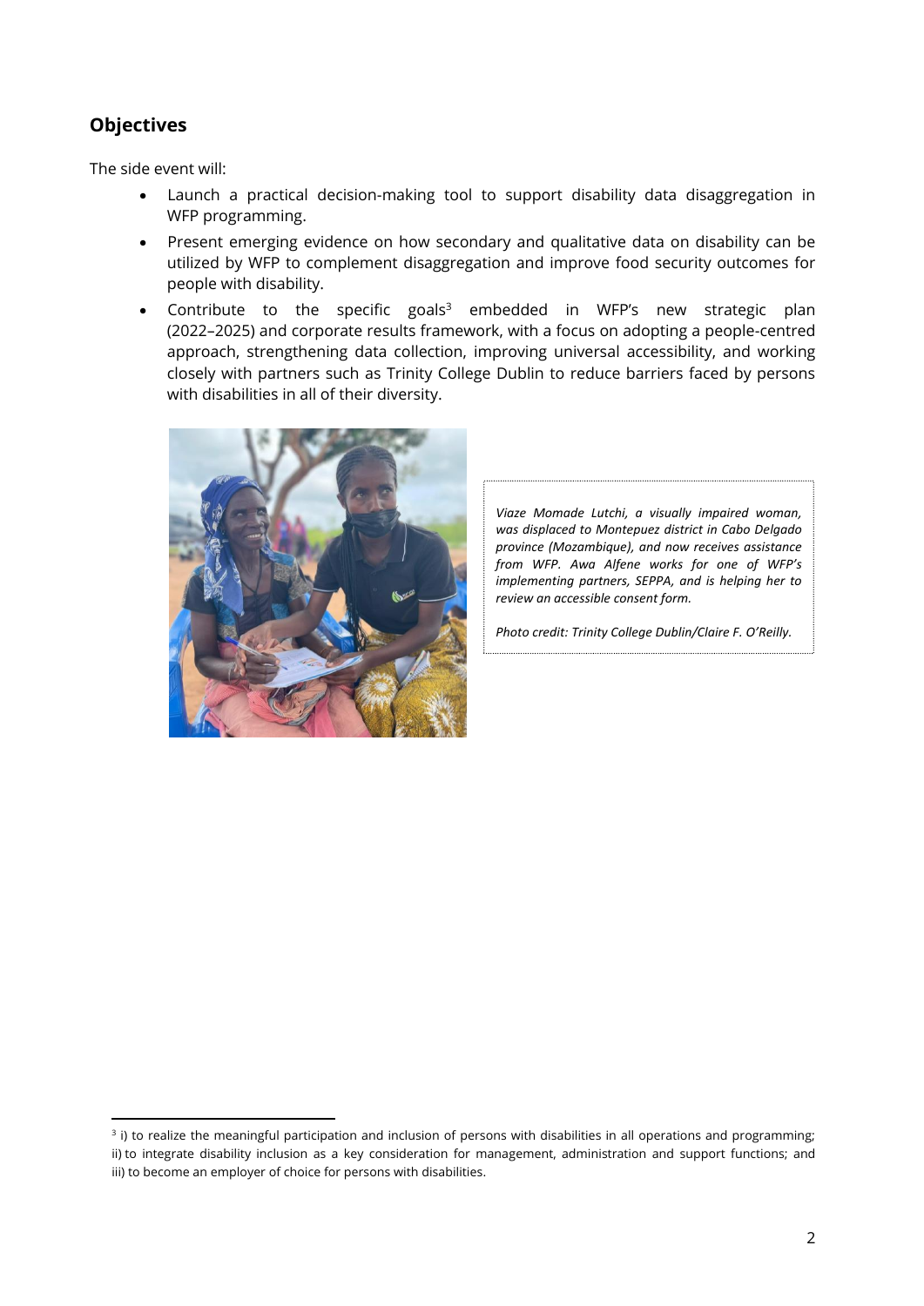## Objectives

The side event will:

- Launch a practical decision-making tool to support disability data disaggregation in WFP programming.
- Present emerging evidence on how secondary and qualitative data on disability can be utilized by WFP to complement disaggregation and improve food security outcomes for people with disability.
- Contribute to the specific goals[3] embedded in WFP's new strategic plan (2022–2025) and corporate results framework, with a focus on adopting a people-centred approach, strengthening data collection, improving universal accessibility, and working closely with partners such as Trinity College Dublin to reduce barriers faced by persons with disabilities in all of their diversity.

*Viaze Momade Lutchi, a visually impaired woman, was displaced to Montepuez district in Cabo Delgado province (Mozambique), and now receives assistance from WFP. Awa Alfene works for one of WFP's implementing partners, SEPPA, and is helping her to review an accessible consent form.*

*Photo credit: Trinity College Dublin/Claire F. O'Reilly.*

---

[3] i) to realize the meaningful participation and inclusion of persons with disabilities in all operations and programming; ii) to integrate disability inclusion as a key consideration for management, administration and support functions; and iii) to become an employer of choice for persons with disabilities.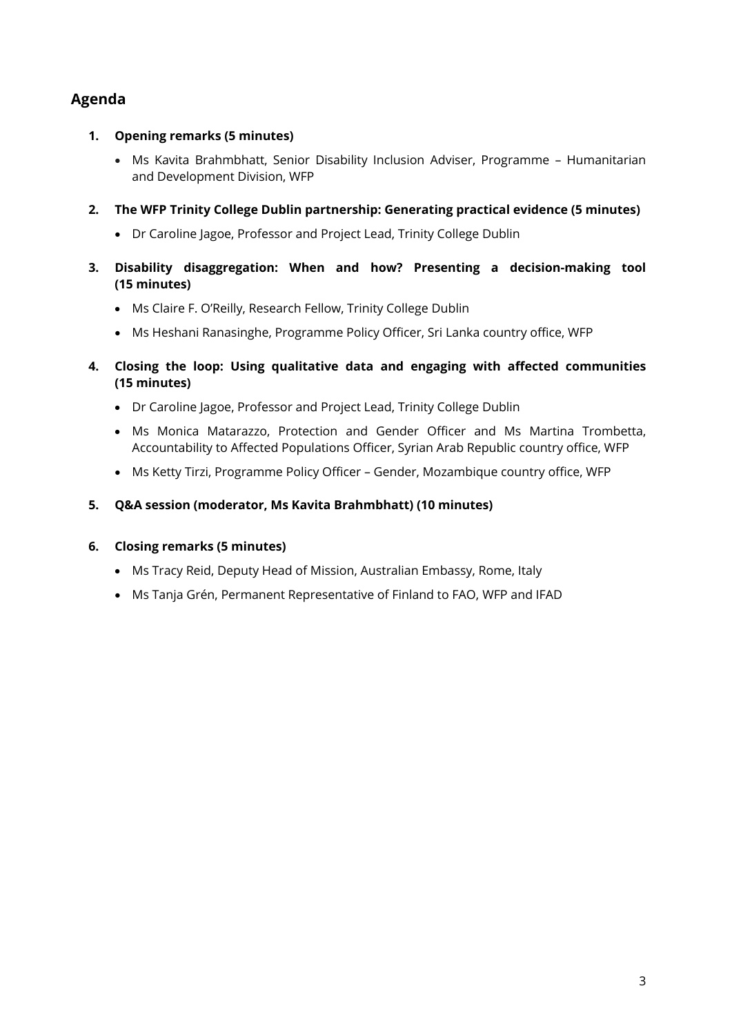## Agenda

1. **Opening remarks (5 minutes)**
   - Ms Kavita Brahmbhatt, Senior Disability Inclusion Adviser, Programme – Humanitarian and Development Division, WFP

2. **The WFP Trinity College Dublin partnership: Generating practical evidence (5 minutes)**
   - Dr Caroline Jagoe, Professor and Project Lead, Trinity College Dublin

3. **Disability disaggregation: When and how? Presenting a decision-making tool (15 minutes)**
   - Ms Claire F. O'Reilly, Research Fellow, Trinity College Dublin
   - Ms Heshani Ranasinghe, Programme Policy Officer, Sri Lanka country office, WFP

4. **Closing the loop: Using qualitative data and engaging with affected communities (15 minutes)**
   - Dr Caroline Jagoe, Professor and Project Lead, Trinity College Dublin
   - Ms Monica Matarazzo, Protection and Gender Officer and Ms Martina Trombetta, Accountability to Affected Populations Officer, Syrian Arab Republic country office, WFP
   - Ms Ketty Tirzi, Programme Policy Officer – Gender, Mozambique country office, WFP

5. **Q&A session (moderator, Ms Kavita Brahmbhatt) (10 minutes)**

6. **Closing remarks (5 minutes)**
   - Ms Tracy Reid, Deputy Head of Mission, Australian Embassy, Rome, Italy
   - Ms Tanja Grén, Permanent Representative of Finland to FAO, WFP and IFAD